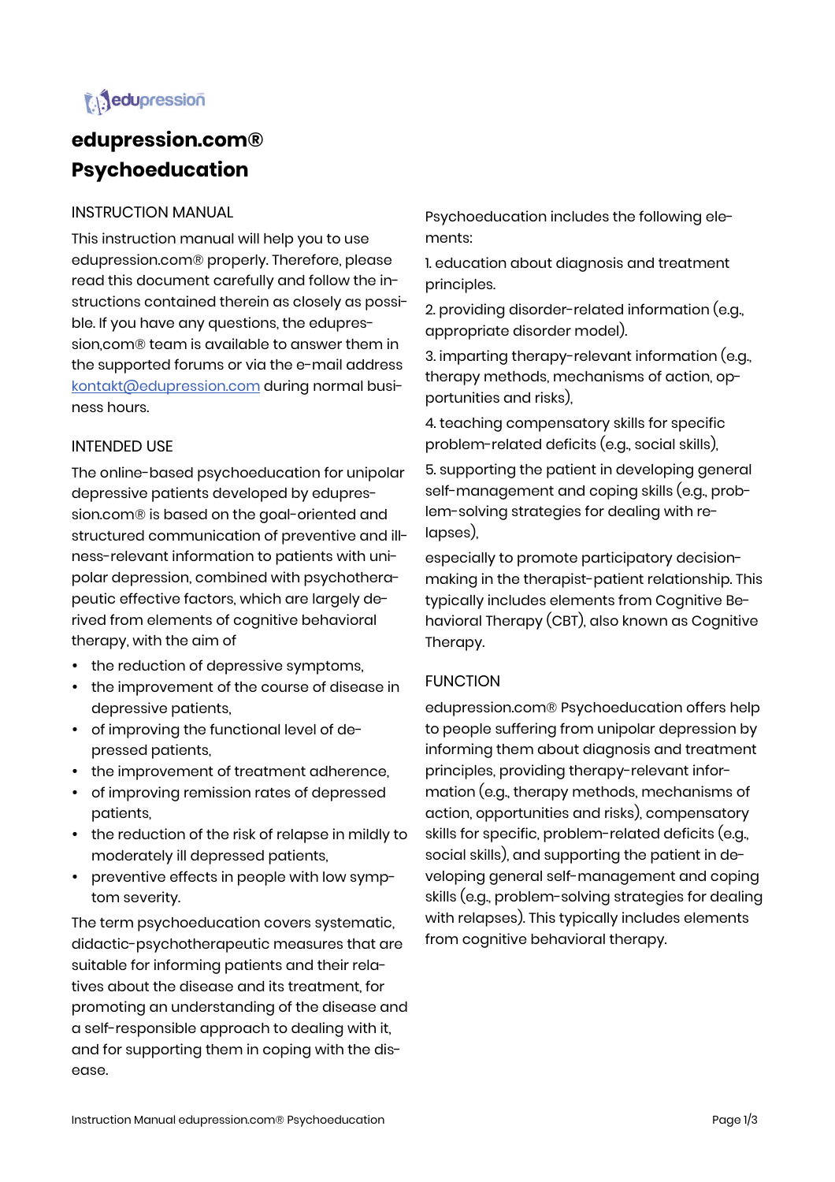# edupression.com® Psychoeducation

## INSTRUCTION MANUAL

This instruction manual will help you to use edupression.com® properly. Therefore, please read this document carefully and follow the instructions contained therein as closely as possible. If you have any questions, the edupression,com® team is available to answer them in the supported forums or via the e-mail address kontakt@edupression.com during normal business hours.

## INTENDED USE

The online-based psychoeducation for unipolar depressive patients developed by edupression.com® is based on the goal-oriented and structured communication of preventive and illness-relevant information to patients with unipolar depression, combined with psychotherapeutic effective factors, which are largely derived from elements of cognitive behavioral therapy, with the aim of

- the reduction of depressive symptoms,
- the improvement of the course of disease in depressive patients,
- of improving the functional level of depressed patients,
- the improvement of treatment adherence,
- of improving remission rates of depressed patients,
- the reduction of the risk of relapse in mildly to moderately ill depressed patients,
- preventive effects in people with low symptom severity.

The term psychoeducation covers systematic, didactic-psychotherapeutic measures that are suitable for informing patients and their relatives about the disease and its treatment, for promoting an understanding of the disease and a self-responsible approach to dealing with it, and for supporting them in coping with the disease.

Psychoeducation includes the following elements:

1. education about diagnosis and treatment principles.
2. providing disorder-related information (e.g., appropriate disorder model).
3. imparting therapy-relevant information (e.g., therapy methods, mechanisms of action, opportunities and risks),
4. teaching compensatory skills for specific problem-related deficits (e.g., social skills),
5. supporting the patient in developing general self-management and coping skills (e.g., problem-solving strategies for dealing with relapses),

especially to promote participatory decision-making in the therapist-patient relationship. This typically includes elements from Cognitive Behavioral Therapy (CBT), also known as Cognitive Therapy.

## FUNCTION

edupression.com® Psychoeducation offers help to people suffering from unipolar depression by informing them about diagnosis and treatment principles, providing therapy-relevant information (e.g., therapy methods, mechanisms of action, opportunities and risks), compensatory skills for specific, problem-related deficits (e.g., social skills), and supporting the patient in developing general self-management and coping skills (e.g., problem-solving strategies for dealing with relapses). This typically includes elements from cognitive behavioral therapy.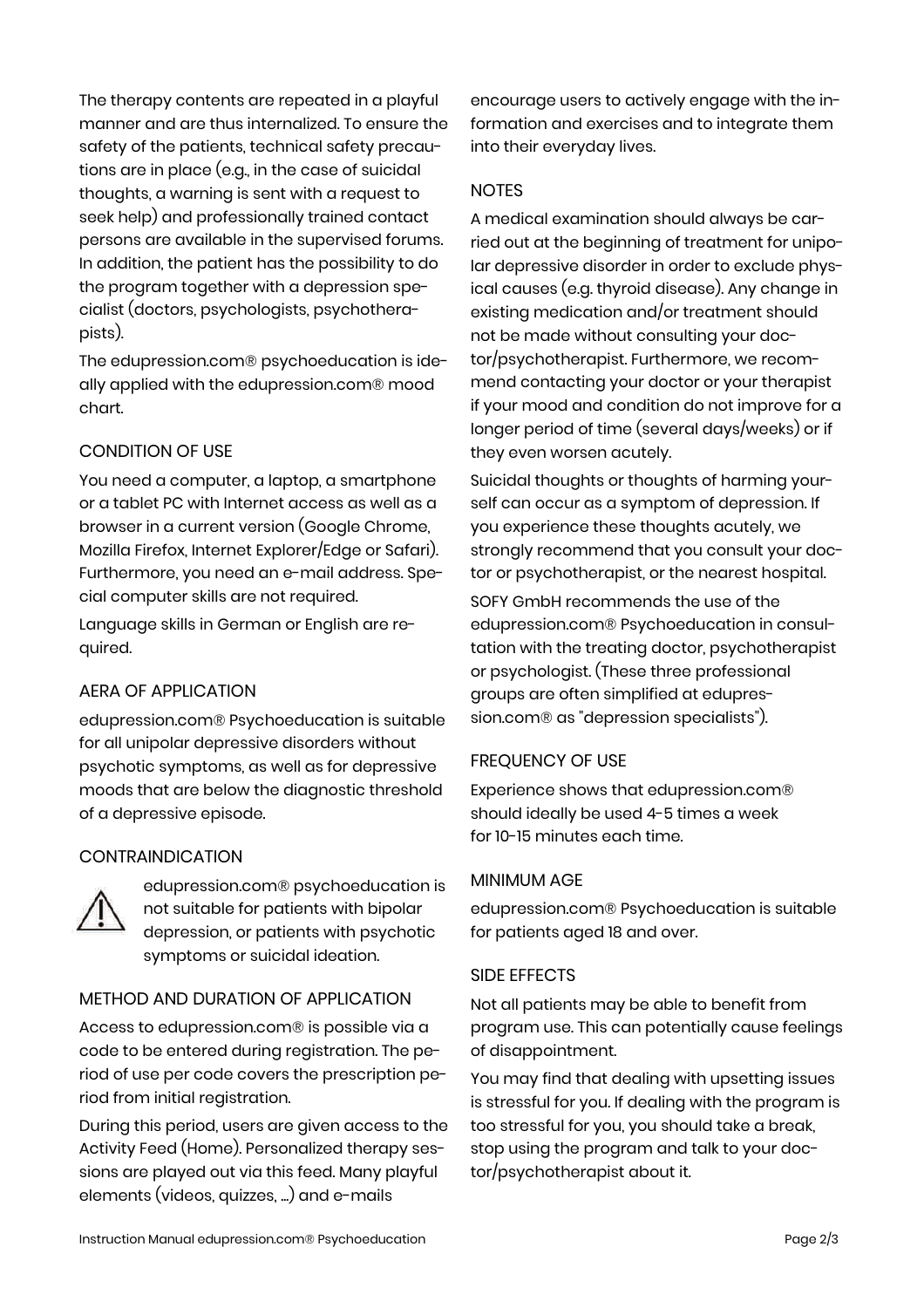The therapy contents are repeated in a playful manner and are thus internalized. To ensure the safety of the patients, technical safety precautions are in place (e.g., in the case of suicidal thoughts, a warning is sent with a request to seek help) and professionally trained contact persons are available in the supervised forums. In addition, the patient has the possibility to do the program together with a depression specialist (doctors, psychologists, psychotherapists).

The edupression.com® psychoeducation is ideally applied with the edupression.com® mood chart.

## CONDITION OF USE

You need a computer, a laptop, a smartphone or a tablet PC with Internet access as well as a browser in a current version (Google Chrome, Mozilla Firefox, Internet Explorer/Edge or Safari). Furthermore, you need an e-mail address. Special computer skills are not required.

Language skills in German or English are required.

## AERA OF APPLICATION

edupression.com® Psychoeducation is suitable for all unipolar depressive disorders without psychotic symptoms, as well as for depressive moods that are below the diagnostic threshold of a depressive episode.

## CONTRAINDICATION

⚠ edupression.com® psychoeducation is not suitable for patients with bipolar depression, or patients with psychotic symptoms or suicidal ideation.

## METHOD AND DURATION OF APPLICATION

Access to edupression.com® is possible via a code to be entered during registration. The period of use per code covers the prescription period from initial registration.

During this period, users are given access to the Activity Feed (Home). Personalized therapy sessions are played out via this feed. Many playful elements (videos, quizzes, ...) and e-mails encourage users to actively engage with the information and exercises and to integrate them into their everyday lives.

## NOTES

A medical examination should always be carried out at the beginning of treatment for unipolar depressive disorder in order to exclude physical causes (e.g. thyroid disease). Any change in existing medication and/or treatment should not be made without consulting your doctor/psychotherapist. Furthermore, we recommend contacting your doctor or your therapist if your mood and condition do not improve for a longer period of time (several days/weeks) or if they even worsen acutely.

Suicidal thoughts or thoughts of harming yourself can occur as a symptom of depression. If you experience these thoughts acutely, we strongly recommend that you consult your doctor or psychotherapist, or the nearest hospital.

SOFY GmbH recommends the use of the edupression.com® Psychoeducation in consultation with the treating doctor, psychotherapist or psychologist. (These three professional groups are often simplified at edupression.com® as "depression specialists").

## FREQUENCY OF USE

Experience shows that edupression.com® should ideally be used 4-5 times a week for 10-15 minutes each time.

## MINIMUM AGE

edupression.com® Psychoeducation is suitable for patients aged 18 and over.

## SIDE EFFECTS

Not all patients may be able to benefit from program use. This can potentially cause feelings of disappointment.

You may find that dealing with upsetting issues is stressful for you. If dealing with the program is too stressful for you, you should take a break, stop using the program and talk to your doctor/psychotherapist about it.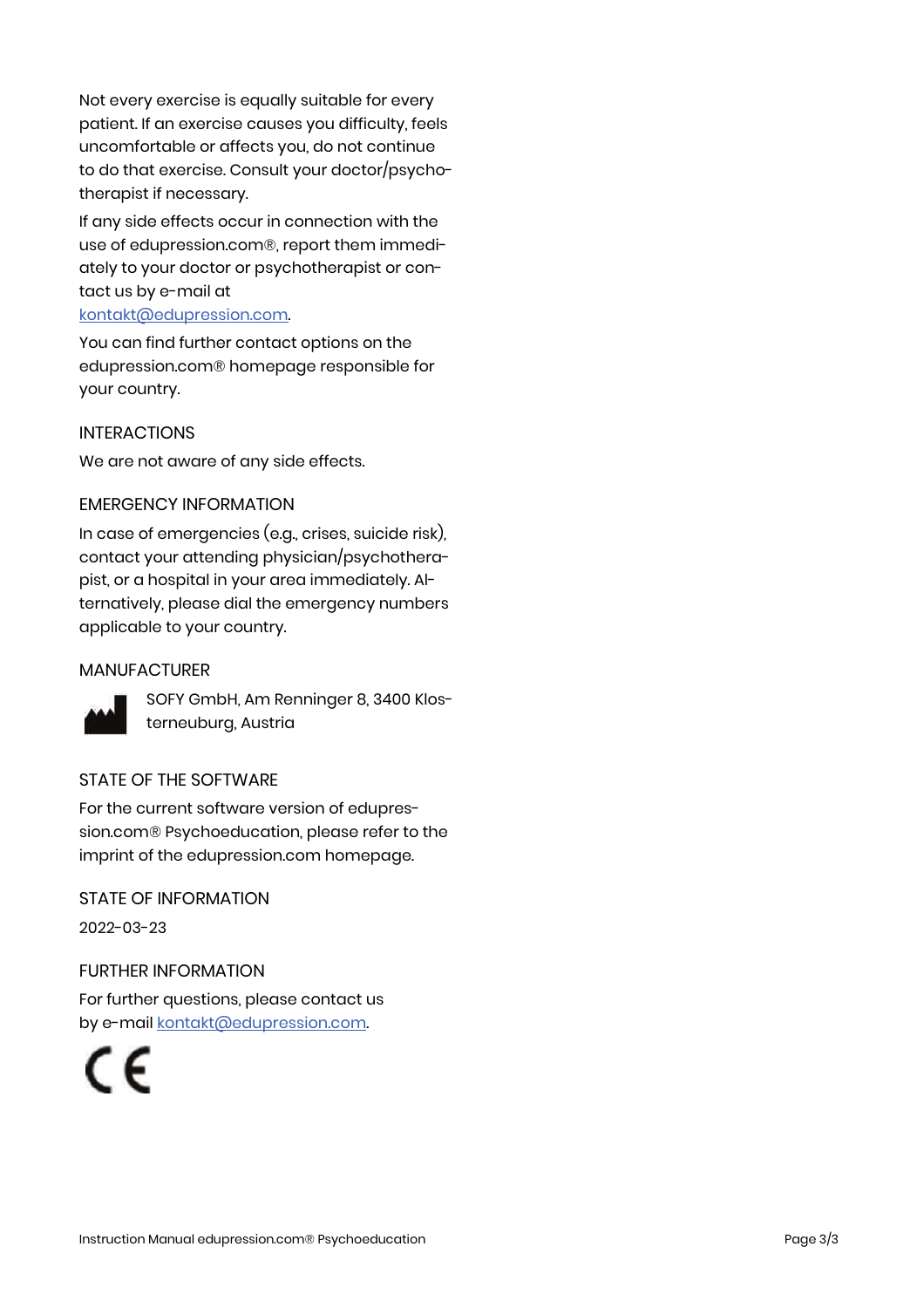Not every exercise is equally suitable for every patient. If an exercise causes you difficulty, feels uncomfortable or affects you, do not continue to do that exercise. Consult your doctor/psychotherapist if necessary.

If any side effects occur in connection with the use of edupression.com®, report them immediately to your doctor or psychotherapist or contact us by e-mail at kontakt@edupression.com.

You can find further contact options on the edupression.com® homepage responsible for your country.

## INTERACTIONS

We are not aware of any side effects.

## EMERGENCY INFORMATION

In case of emergencies (e.g., crises, suicide risk), contact your attending physician/psychotherapist, or a hospital in your area immediately. Alternatively, please dial the emergency numbers applicable to your country.

## MANUFACTURER

SOFY GmbH, Am Renninger 8, 3400 Klosterneuburg, Austria

## STATE OF THE SOFTWARE

For the current software version of edupression.com® Psychoeducation, please refer to the imprint of the edupression.com homepage.

## STATE OF INFORMATION

2022-03-23

## FURTHER INFORMATION

For further questions, please contact us by e-mail kontakt@edupression.com.

CE